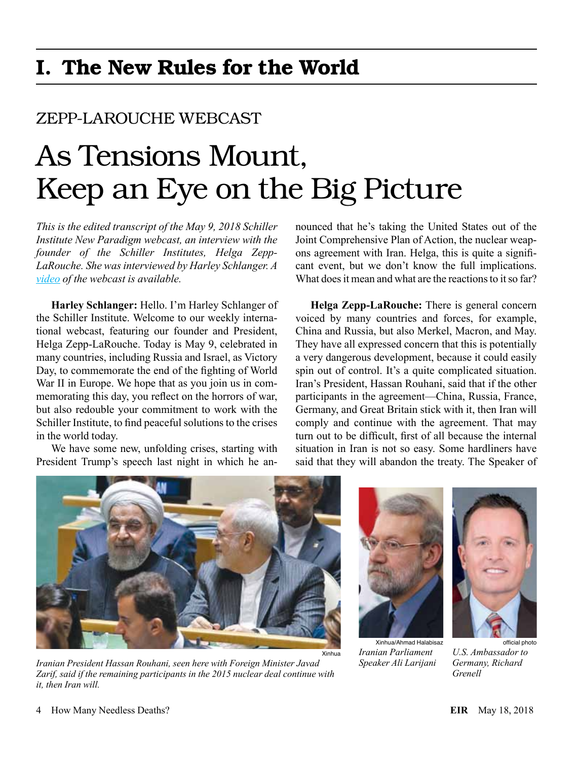# I. The New Rules for the World

## ZEPP-LAROUCHE WEBCAST

# As Tensions Mount, Keep an Eye on the Big Picture

*This is the edited transcript of the May 9, 2018 Schiller Institute New Paradigm webcast, an interview with the founder of the Schiller Institutes, Helga Zepp-LaRouche. She was interviewed by Harley Schlanger. A video of the webcast is available.*

**Harley Schlanger:** Hello. I'm Harley Schlanger of the Schiller Institute. Welcome to our weekly international webcast, featuring our founder and President, Helga Zepp-LaRouche. Today is May 9, celebrated in many countries, including Russia and Israel, as Victory Day, to commemorate the end of the fighting of World War II in Europe. We hope that as you join us in commemorating this day, you reflect on the horrors of war, but also redouble your commitment to work with the Schiller Institute, to find peaceful solutions to the crises in the world today.

We have some new, unfolding crises, starting with President Trump's speech last night in which he announced that he's taking the United States out of the Joint Comprehensive Plan of Action, the nuclear weapons agreement with Iran. Helga, this is quite a significant event, but we don't know the full implications. What does it mean and what are the reactions to it so far?

**Helga Zepp-LaRouche:** There is general concern voiced by many countries and forces, for example, China and Russia, but also Merkel, Macron, and May. They have all expressed concern that this is potentially a very dangerous development, because it could easily spin out of control. It's a quite complicated situation. Iran's President, Hassan Rouhani, said that if the other participants in the agreement—China, Russia, France, Germany, and Great Britain stick with it, then Iran will comply and continue with the agreement. That may turn out to be difficult, first of all because the internal situation in Iran is not so easy. Some hardliners have said that they will abandon the treaty. The Speaker of

Xinhua

*Iranian President Hassan Rouhani, seen here with Foreign Minister Javad Zarif, said if the remaining participants in the 2015 nuclear deal continue with it, then Iran will.*

Xinhua/Ahmad Halabisaz

*Iranian Parliament Speaker Ali Larijani*

official photo

*U.S. Ambassador to Germany, Richard Grenell*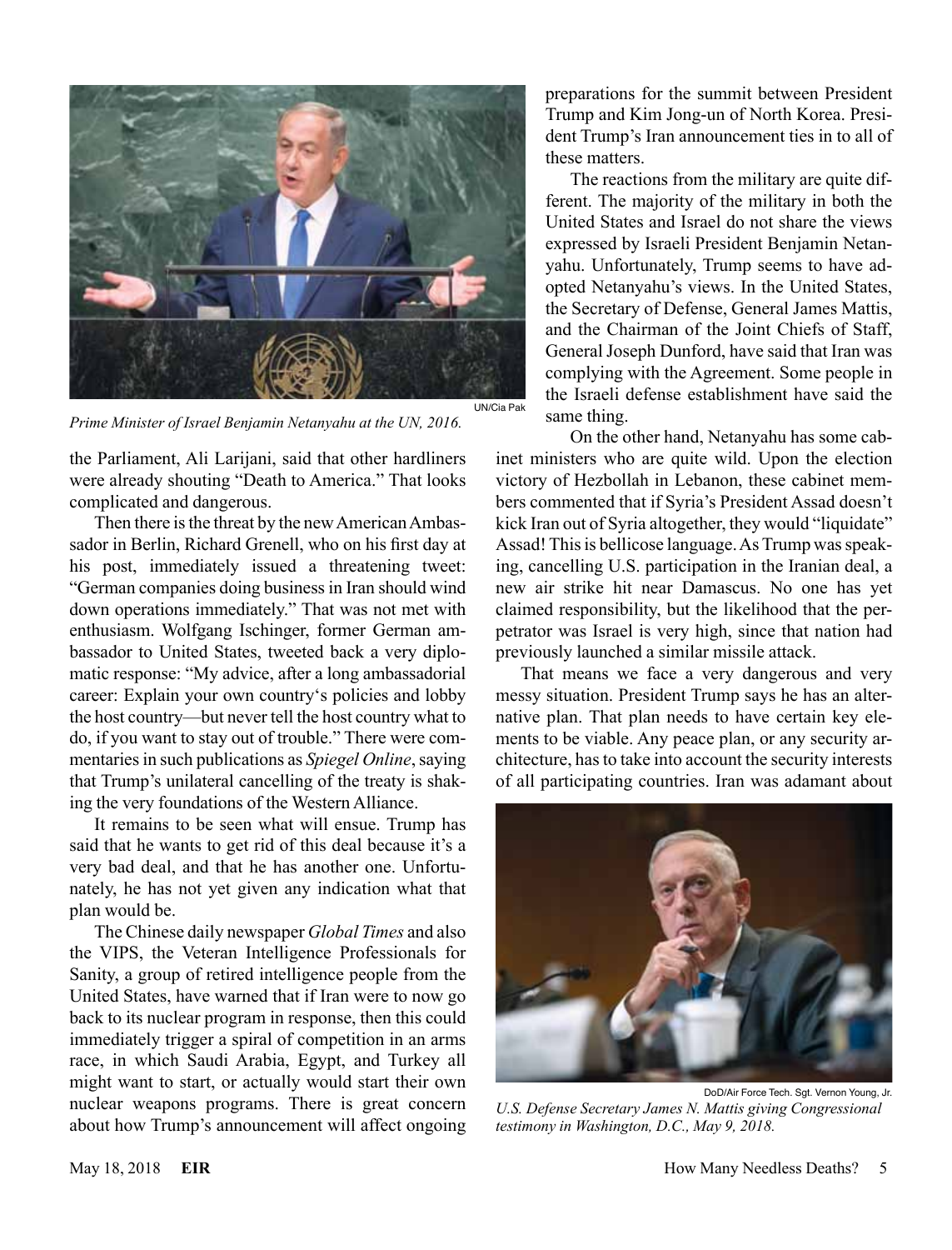UN/Cia Pak

*Prime Minister of Israel Benjamin Netanyahu at the UN, 2016.*

the Parliament, Ali Larijani, said that other hardliners were already shouting "Death to America." That looks complicated and dangerous.

Then there is the threat by the new American Ambassador in Berlin, Richard Grenell, who on his first day at his post, immediately issued a threatening tweet: "German companies doing business in Iran should wind down operations immediately." That was not met with enthusiasm. Wolfgang Ischinger, former German ambassador to United States, tweeted back a very diplomatic response: "My advice, after a long ambassadorial career: Explain your own country's policies and lobby the host country—but never tell the host country what to do, if you want to stay out of trouble." There were commentaries in such publications as *Spiegel Online*, saying that Trump's unilateral cancelling of the treaty is shaking the very foundations of the Western Alliance.

It remains to be seen what will ensue. Trump has said that he wants to get rid of this deal because it's a very bad deal, and that he has another one. Unfortunately, he has not yet given any indication what that plan would be.

The Chinese daily newspaper *Global Times* and also the VIPS, the Veteran Intelligence Professionals for Sanity, a group of retired intelligence people from the United States, have warned that if Iran were to now go back to its nuclear program in response, then this could immediately trigger a spiral of competition in an arms race, in which Saudi Arabia, Egypt, and Turkey all might want to start, or actually would start their own nuclear weapons programs. There is great concern about how Trump's announcement will affect ongoing preparations for the summit between President Trump and Kim Jong-un of North Korea. President Trump's Iran announcement ties in to all of these matters.

The reactions from the military are quite different. The majority of the military in both the United States and Israel do not share the views expressed by Israeli President Benjamin Netanyahu. Unfortunately, Trump seems to have adopted Netanyahu's views. In the United States, the Secretary of Defense, General James Mattis, and the Chairman of the Joint Chiefs of Staff, General Joseph Dunford, have said that Iran was complying with the Agreement. Some people in the Israeli defense establishment have said the same thing.

On the other hand, Netanyahu has some cabinet ministers who are quite wild. Upon the election victory of Hezbollah in Lebanon, these cabinet members commented that if Syria's President Assad doesn't kick Iran out of Syria altogether, they would "liquidate" Assad! This is bellicose language. As Trump was speaking, cancelling U.S. participation in the Iranian deal, a new air strike hit near Damascus. No one has yet claimed responsibility, but the likelihood that the perpetrator was Israel is very high, since that nation had previously launched a similar missile attack.

That means we face a very dangerous and very messy situation. President Trump says he has an alternative plan. That plan needs to have certain key elements to be viable. Any peace plan, or any security architecture, has to take into account the security interests of all participating countries. Iran was adamant about

DoD/Air Force Tech. Sgt. Vernon Young, Jr.

*U.S. Defense Secretary James N. Mattis giving Congressional testimony in Washington, D.C., May 9, 2018.*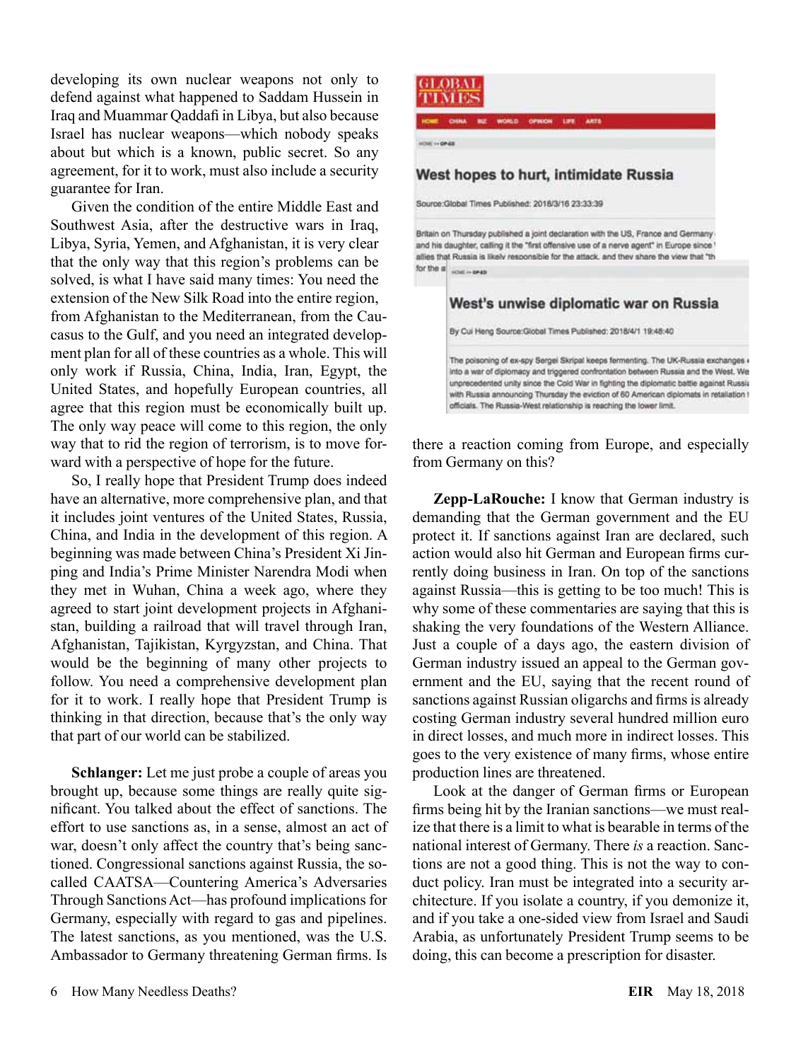developing its own nuclear weapons not only to defend against what happened to Saddam Hussein in Iraq and Muammar Qaddafi in Libya, but also because Israel has nuclear weapons—which nobody speaks about but which is a known, public secret. So any agreement, for it to work, must also include a security guarantee for Iran.

Given the condition of the entire Middle East and Southwest Asia, after the destructive wars in Iraq, Libya, Syria, Yemen, and Afghanistan, it is very clear that the only way that this region's problems can be solved, is what I have said many times: You need the extension of the New Silk Road into the entire region, from Afghanistan to the Mediterranean, from the Caucasus to the Gulf, and you need an integrated development plan for all of these countries as a whole. This will only work if Russia, China, India, Iran, Egypt, the United States, and hopefully European countries, all agree that this region must be economically built up. The only way peace will come to this region, the only way that to rid the region of terrorism, is to move forward with a perspective of hope for the future.

So, I really hope that President Trump does indeed have an alternative, more comprehensive plan, and that it includes joint ventures of the United States, Russia, China, and India in the development of this region. A beginning was made between China's President Xi Jinping and India's Prime Minister Narendra Modi when they met in Wuhan, China a week ago, where they agreed to start joint development projects in Afghanistan, building a railroad that will travel through Iran, Afghanistan, Tajikistan, Kyrgyzstan, and China. That would be the beginning of many other projects to follow. You need a comprehensive development plan for it to work. I really hope that President Trump is thinking in that direction, because that's the only way that part of our world can be stabilized.

**Schlanger:** Let me just probe a couple of areas you brought up, because some things are really quite significant. You talked about the effect of sanctions. The effort to use sanctions as, in a sense, almost an act of war, doesn't only affect the country that's being sanctioned. Congressional sanctions against Russia, the so-called CAATSA—Countering America's Adversaries Through Sanctions Act—has profound implications for Germany, especially with regard to gas and pipelines. The latest sanctions, as you mentioned, was the U.S. Ambassador to Germany threatening German firms. Is there a reaction coming from Europe, and especially from Germany on this?

**Zepp-LaRouche:** I know that German industry is demanding that the German government and the EU protect it. If sanctions against Iran are declared, such action would also hit German and European firms currently doing business in Iran. On top of the sanctions against Russia—this is getting to be too much! This is why some of these commentaries are saying that this is shaking the very foundations of the Western Alliance. Just a couple of a days ago, the eastern division of German industry issued an appeal to the German government and the EU, saying that the recent round of sanctions against Russian oligarchs and firms is already costing German industry several hundred million euro in direct losses, and much more in indirect losses. This goes to the very existence of many firms, whose entire production lines are threatened.

Look at the danger of German firms or European firms being hit by the Iranian sanctions—we must realize that there is a limit to what is bearable in terms of the national interest of Germany. There *is* a reaction. Sanctions are not a good thing. This is not the way to conduct policy. Iran must be integrated into a security architecture. If you isolate a country, if you demonize it, and if you take a one-sided view from Israel and Saudi Arabia, as unfortunately President Trump seems to be doing, this can become a prescription for disaster.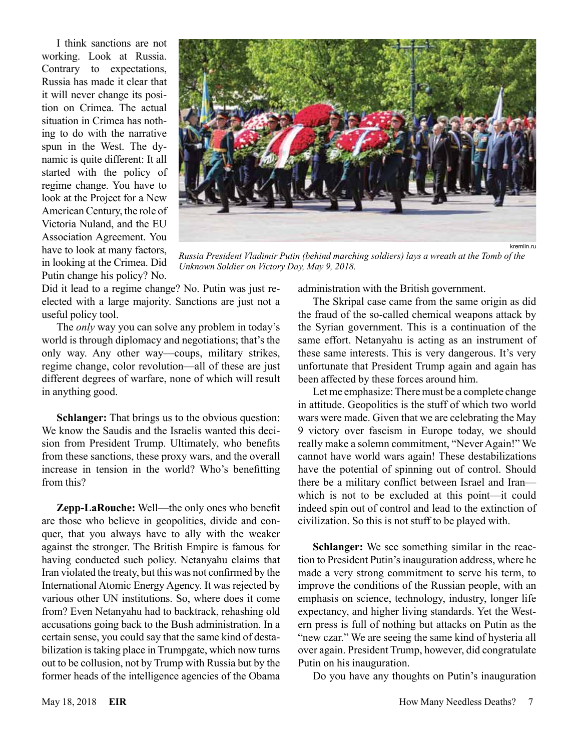I think sanctions are not working. Look at Russia. Contrary to expectations, Russia has made it clear that it will never change its position on Crimea. The actual situation in Crimea has nothing to do with the narrative spun in the West. The dynamic is quite different: It all started with the policy of regime change. You have to look at the Project for a New American Century, the role of Victoria Nuland, and the EU Association Agreement. You have to look at many factors, in looking at the Crimea. Did Putin change his policy? No. Did it lead to a regime change? No. Putin was just reelected with a large majority. Sanctions are just not a useful policy tool.

The *only* way you can solve any problem in today's world is through diplomacy and negotiations; that's the only way. Any other way—coups, military strikes, regime change, color revolution—all of these are just different degrees of warfare, none of which will result in anything good.

kremlin.ru

*Russia President Vladimir Putin (behind marching soldiers) lays a wreath at the Tomb of the Unknown Soldier on Victory Day, May 9, 2018.*

**Schlanger:** That brings us to the obvious question: We know the Saudis and the Israelis wanted this decision from President Trump. Ultimately, who benefits from these sanctions, these proxy wars, and the overall increase in tension in the world? Who's benefitting from this?

**Zepp-LaRouche:** Well—the only ones who benefit are those who believe in geopolitics, divide and conquer, that you always have to ally with the weaker against the stronger. The British Empire is famous for having conducted such policy. Netanyahu claims that Iran violated the treaty, but this was not confirmed by the International Atomic Energy Agency. It was rejected by various other UN institutions. So, where does it come from? Even Netanyahu had to backtrack, rehashing old accusations going back to the Bush administration. In a certain sense, you could say that the same kind of destabilization is taking place in Trumpgate, which now turns out to be collusion, not by Trump with Russia but by the former heads of the intelligence agencies of the Obama administration with the British government.

The Skripal case came from the same origin as did the fraud of the so-called chemical weapons attack by the Syrian government. This is a continuation of the same effort. Netanyahu is acting as an instrument of these same interests. This is very dangerous. It's very unfortunate that President Trump again and again has been affected by these forces around him.

Let me emphasize: There must be a complete change in attitude. Geopolitics is the stuff of which two world wars were made. Given that we are celebrating the May 9 victory over fascism in Europe today, we should really make a solemn commitment, "Never Again!" We cannot have world wars again! These destabilizations have the potential of spinning out of control. Should there be a military conflict between Israel and Iran—which is not to be excluded at this point—it could indeed spin out of control and lead to the extinction of civilization. So this is not stuff to be played with.

**Schlanger:** We see something similar in the reaction to President Putin's inauguration address, where he made a very strong commitment to serve his term, to improve the conditions of the Russian people, with an emphasis on science, technology, industry, longer life expectancy, and higher living standards. Yet the Western press is full of nothing but attacks on Putin as the "new czar." We are seeing the same kind of hysteria all over again. President Trump, however, did congratulate Putin on his inauguration.

Do you have any thoughts on Putin's inauguration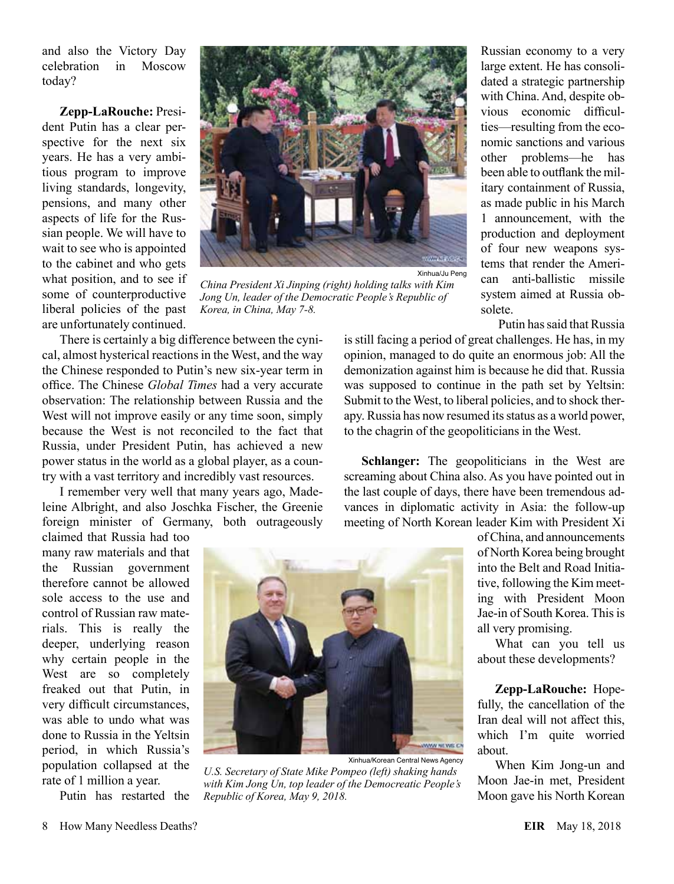and also the Victory Day celebration in Moscow today?

**Zepp-LaRouche:** President Putin has a clear perspective for the next six years. He has a very ambitious program to improve living standards, longevity, pensions, and many other aspects of life for the Russian people. We will have to wait to see who is appointed to the cabinet and who gets what position, and to see if some of counterproductive liberal policies of the past are unfortunately continued.

Xinhua/Ju Peng

*China President Xi Jinping (right) holding talks with Kim Jong Un, leader of the Democratic People's Republic of Korea, in China, May 7-8.*

There is certainly a big difference between the cynical, almost hysterical reactions in the West, and the way the Chinese responded to Putin's new six-year term in office. The Chinese *Global Times* had a very accurate observation: The relationship between Russia and the West will not improve easily or any time soon, simply because the West is not reconciled to the fact that Russia, under President Putin, has achieved a new power status in the world as a global player, as a country with a vast territory and incredibly vast resources.

I remember very well that many years ago, Madeleine Albright, and also Joschka Fischer, the Greenie foreign minister of Germany, both outrageously claimed that Russia had too many raw materials and that the Russian government therefore cannot be allowed sole access to the use and control of Russian raw materials. This is really the deeper, underlying reason why certain people in the West are so completely freaked out that Putin, in very difficult circumstances, was able to undo what was done to Russia in the Yeltsin period, in which Russia's population collapsed at the rate of 1 million a year.

Putin has restarted the Russian economy to a very large extent. He has consolidated a strategic partnership with China. And, despite obvious economic difficulties—resulting from the economic sanctions and various other problems—he has been able to outflank the military containment of Russia, as made public in his March 1 announcement, with the production and deployment of four new weapons systems that render the American anti-ballistic missile system aimed at Russia obsolete.

Putin has said that Russia is still facing a period of great challenges. He has, in my opinion, managed to do quite an enormous job: All the demonization against him is because he did that. Russia was supposed to continue in the path set by Yeltsin: Submit to the West, to liberal policies, and to shock therapy. Russia has now resumed its status as a world power, to the chagrin of the geopoliticians in the West.

**Schlanger:** The geopoliticians in the West are screaming about China also. As you have pointed out in the last couple of days, there have been tremendous advances in diplomatic activity in Asia: the follow-up meeting of North Korean leader Kim with President Xi of China, and announcements of North Korea being brought into the Belt and Road Initiative, following the Kim meeting with President Moon Jae-in of South Korea. This is all very promising.

What can you tell us about these developments?

Xinhua/Korean Central News Agency

*U.S. Secretary of State Mike Pompeo (left) shaking hands with Kim Jong Un, top leader of the Democreatic People's Republic of Korea, May 9, 2018.*

**Zepp-LaRouche:** Hopefully, the cancellation of the Iran deal will not affect this, which I'm quite worried about.

When Kim Jong-un and Moon Jae-in met, President Moon gave his North Korean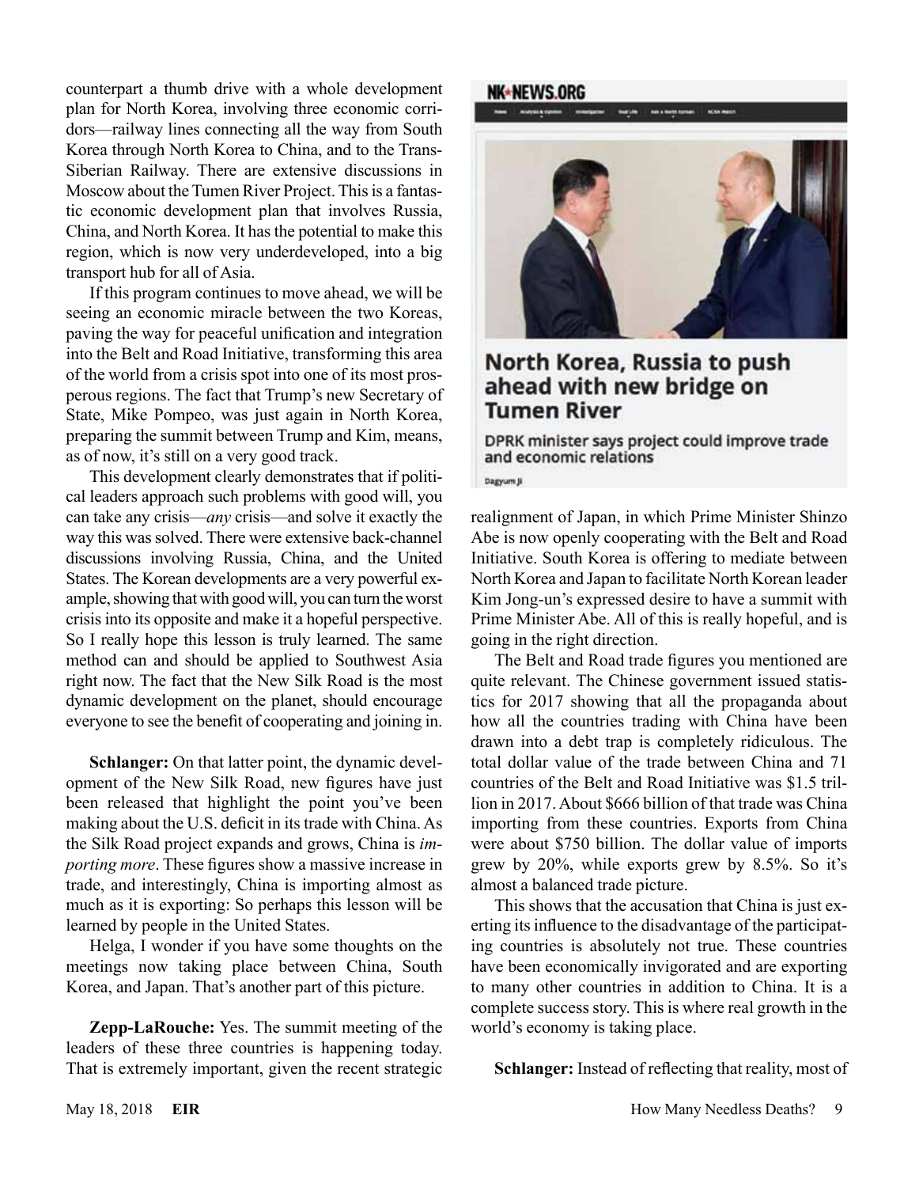counterpart a thumb drive with a whole development plan for North Korea, involving three economic corridors—railway lines connecting all the way from South Korea through North Korea to China, and to the Trans-Siberian Railway. There are extensive discussions in Moscow about the Tumen River Project. This is a fantastic economic development plan that involves Russia, China, and North Korea. It has the potential to make this region, which is now very underdeveloped, into a big transport hub for all of Asia.

If this program continues to move ahead, we will be seeing an economic miracle between the two Koreas, paving the way for peaceful unification and integration into the Belt and Road Initiative, transforming this area of the world from a crisis spot into one of its most prosperous regions. The fact that Trump's new Secretary of State, Mike Pompeo, was just again in North Korea, preparing the summit between Trump and Kim, means, as of now, it's still on a very good track.

This development clearly demonstrates that if political leaders approach such problems with good will, you can take any crisis—*any* crisis—and solve it exactly the way this was solved. There were extensive back-channel discussions involving Russia, China, and the United States. The Korean developments are a very powerful example, showing that with good will, you can turn the worst crisis into its opposite and make it a hopeful perspective. So I really hope this lesson is truly learned. The same method can and should be applied to Southwest Asia right now. The fact that the New Silk Road is the most dynamic development on the planet, should encourage everyone to see the benefit of cooperating and joining in.

**Schlanger:** On that latter point, the dynamic development of the New Silk Road, new figures have just been released that highlight the point you've been making about the U.S. deficit in its trade with China. As the Silk Road project expands and grows, China is *importing more*. These figures show a massive increase in trade, and interestingly, China is importing almost as much as it is exporting: So perhaps this lesson will be learned by people in the United States.

Helga, I wonder if you have some thoughts on the meetings now taking place between China, South Korea, and Japan. That's another part of this picture.

**Zepp-LaRouche:** Yes. The summit meeting of the leaders of these three countries is happening today. That is extremely important, given the recent strategic realignment of Japan, in which Prime Minister Shinzo Abe is now openly cooperating with the Belt and Road Initiative. South Korea is offering to mediate between North Korea and Japan to facilitate North Korean leader Kim Jong-un's expressed desire to have a summit with Prime Minister Abe. All of this is really hopeful, and is going in the right direction.

The Belt and Road trade figures you mentioned are quite relevant. The Chinese government issued statistics for 2017 showing that all the propaganda about how all the countries trading with China have been drawn into a debt trap is completely ridiculous. The total dollar value of the trade between China and 71 countries of the Belt and Road Initiative was $1.5 trillion in 2017. About $666 billion of that trade was China importing from these countries. Exports from China were about $750 billion. The dollar value of imports grew by 20%, while exports grew by 8.5%. So it's almost a balanced trade picture.

This shows that the accusation that China is just exerting its influence to the disadvantage of the participating countries is absolutely not true. These countries have been economically invigorated and are exporting to many other countries in addition to China. It is a complete success story. This is where real growth in the world's economy is taking place.

**Schlanger:** Instead of reflecting that reality, most of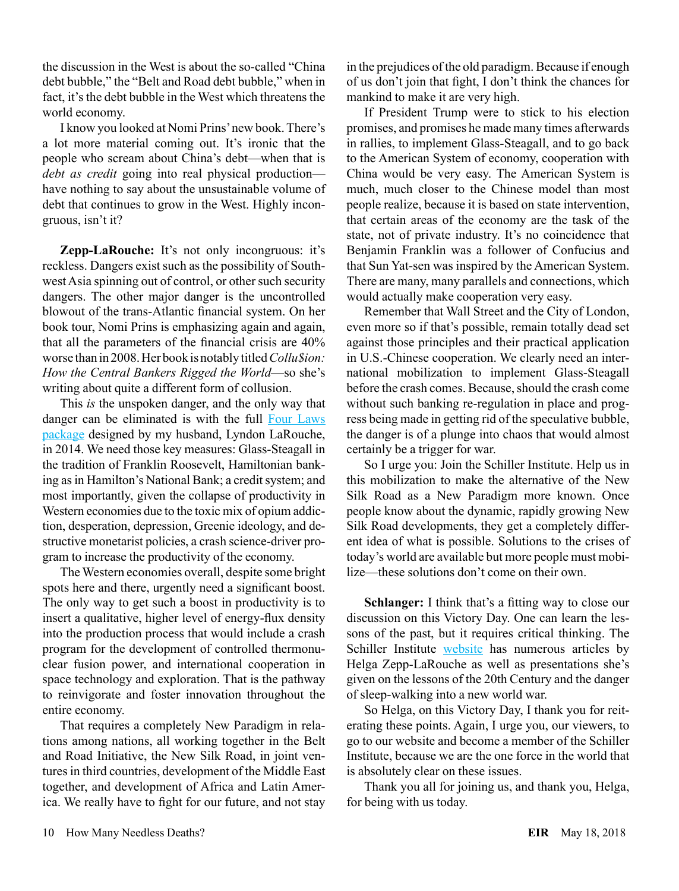the discussion in the West is about the so-called "China debt bubble," the "Belt and Road debt bubble," when in fact, it's the debt bubble in the West which threatens the world economy.

I know you looked at Nomi Prins' new book. There's a lot more material coming out. It's ironic that the people who scream about China's debt—when that is *debt as credit* going into real physical production—have nothing to say about the unsustainable volume of debt that continues to grow in the West. Highly incongruous, isn't it?

**Zepp-LaRouche:** It's not only incongruous: it's reckless. Dangers exist such as the possibility of Southwest Asia spinning out of control, or other such security dangers. The other major danger is the uncontrolled blowout of the trans-Atlantic financial system. On her book tour, Nomi Prins is emphasizing again and again, that all the parameters of the financial crisis are 40% worse than in 2008. Her book is notably titled *Collu$ion: How the Central Bankers Rigged the World*—so she's writing about quite a different form of collusion.

This *is* the unspoken danger, and the only way that danger can be eliminated is with the full Four Laws package designed by my husband, Lyndon LaRouche, in 2014. We need those key measures: Glass-Steagall in the tradition of Franklin Roosevelt, Hamiltonian banking as in Hamilton's National Bank; a credit system; and most importantly, given the collapse of productivity in Western economies due to the toxic mix of opium addiction, desperation, depression, Greenie ideology, and destructive monetarist policies, a crash science-driver program to increase the productivity of the economy.

The Western economies overall, despite some bright spots here and there, urgently need a significant boost. The only way to get such a boost in productivity is to insert a qualitative, higher level of energy-flux density into the production process that would include a crash program for the development of controlled thermonuclear fusion power, and international cooperation in space technology and exploration. That is the pathway to reinvigorate and foster innovation throughout the entire economy.

That requires a completely New Paradigm in relations among nations, all working together in the Belt and Road Initiative, the New Silk Road, in joint ventures in third countries, development of the Middle East together, and development of Africa and Latin America. We really have to fight for our future, and not stay in the prejudices of the old paradigm. Because if enough of us don't join that fight, I don't think the chances for mankind to make it are very high.

If President Trump were to stick to his election promises, and promises he made many times afterwards in rallies, to implement Glass-Steagall, and to go back to the American System of economy, cooperation with China would be very easy. The American System is much, much closer to the Chinese model than most people realize, because it is based on state intervention, that certain areas of the economy are the task of the state, not of private industry. It's no coincidence that Benjamin Franklin was a follower of Confucius and that Sun Yat-sen was inspired by the American System. There are many, many parallels and connections, which would actually make cooperation very easy.

Remember that Wall Street and the City of London, even more so if that's possible, remain totally dead set against those principles and their practical application in U.S.-Chinese cooperation. We clearly need an international mobilization to implement Glass-Steagall before the crash comes. Because, should the crash come without such banking re-regulation in place and progress being made in getting rid of the speculative bubble, the danger is of a plunge into chaos that would almost certainly be a trigger for war.

So I urge you: Join the Schiller Institute. Help us in this mobilization to make the alternative of the New Silk Road as a New Paradigm more known. Once people know about the dynamic, rapidly growing New Silk Road developments, they get a completely different idea of what is possible. Solutions to the crises of today's world are available but more people must mobilize—these solutions don't come on their own.

**Schlanger:** I think that's a fitting way to close our discussion on this Victory Day. One can learn the lessons of the past, but it requires critical thinking. The Schiller Institute website has numerous articles by Helga Zepp-LaRouche as well as presentations she's given on the lessons of the 20th Century and the danger of sleep-walking into a new world war.

So Helga, on this Victory Day, I thank you for reiterating these points. Again, I urge you, our viewers, to go to our website and become a member of the Schiller Institute, because we are the one force in the world that is absolutely clear on these issues.

Thank you all for joining us, and thank you, Helga, for being with us today.